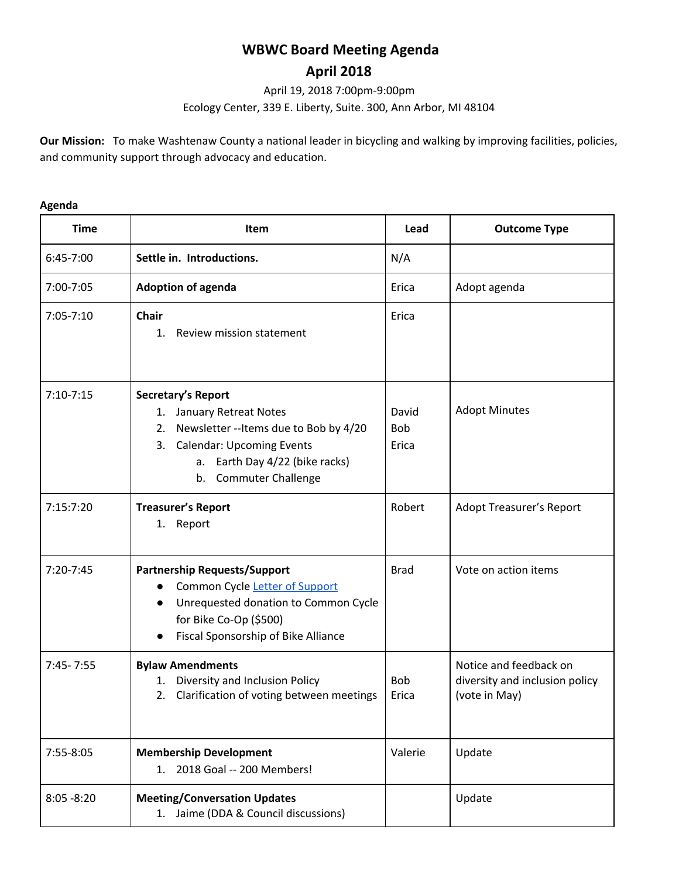# WBWC Board Meeting Agenda

## April 2018

April 19, 2018 7:00pm-9:00pm

Ecology Center, 339 E. Liberty, Suite. 300, Ann Arbor, MI 48104

**Our Mission:** To make Washtenaw County a national leader in bicycling and walking by improving facilities, policies, and community support through advocacy and education.

**Agenda**

| Time | Item | Lead | Outcome Type |
|---|---|---|---|
| 6:45-7:00 | **Settle in. Introductions.** | N/A | |
| 7:00-7:05 | **Adoption of agenda** | Erica | Adopt agenda |
| 7:05-7:10 | **Chair**<br>1. Review mission statement | Erica | |
| 7:10-7:15 | **Secretary's Report**<br>1. January Retreat Notes<br>2. Newsletter --Items due to Bob by 4/20<br>3. Calendar: Upcoming Events<br>a. Earth Day 4/22 (bike racks)<br>b. Commuter Challenge | David<br>Bob<br>Erica | Adopt Minutes |
| 7:15:7:20 | **Treasurer's Report**<br>1. Report | Robert | Adopt Treasurer's Report |
| 7:20-7:45 | **Partnership Requests/Support**<br>● Common Cycle Letter of Support<br>● Unrequested donation to Common Cycle for Bike Co-Op ($500)<br>● Fiscal Sponsorship of Bike Alliance | Brad | Vote on action items |
| 7:45- 7:55 | **Bylaw Amendments**<br>1. Diversity and Inclusion Policy<br>2. Clarification of voting between meetings | Bob<br>Erica | Notice and feedback on diversity and inclusion policy (vote in May) |
| 7:55-8:05 | **Membership Development**<br>1. 2018 Goal -- 200 Members! | Valerie | Update |
| 8:05 -8:20 | **Meeting/Conversation Updates**<br>1. Jaime (DDA & Council discussions) | | Update |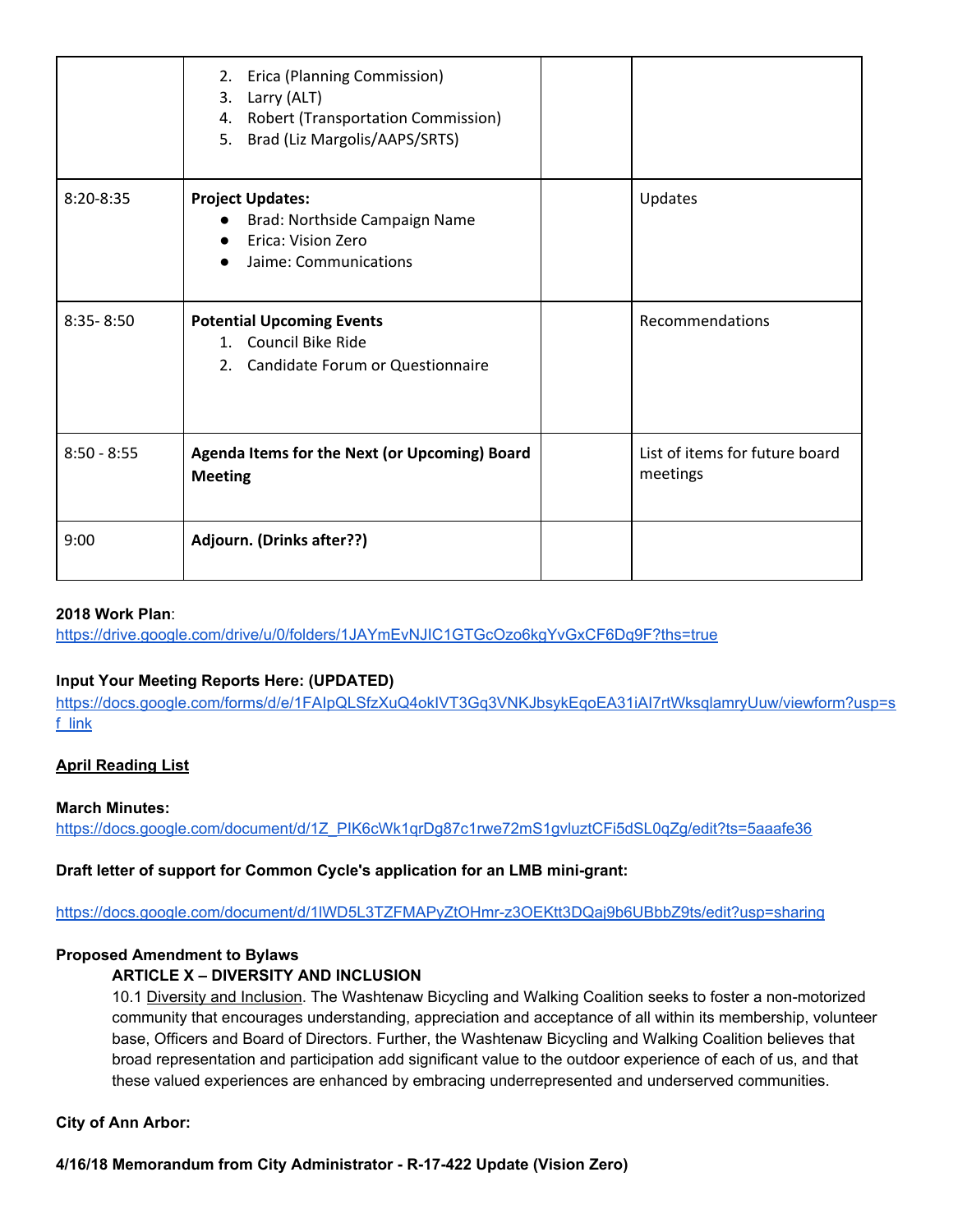| | | | |
|---|---|---|---|
| | 2. Erica (Planning Commission)<br>3. Larry (ALT)<br>4. Robert (Transportation Commission)<br>5. Brad (Liz Margolis/AAPS/SRTS) | | |
| 8:20-8:35 | **Project Updates:**<br>● Brad: Northside Campaign Name<br>● Erica: Vision Zero<br>● Jaime: Communications | | Updates |
| 8:35- 8:50 | **Potential Upcoming Events**<br>1. Council Bike Ride<br>2. Candidate Forum or Questionnaire | | Recommendations |
| 8:50 - 8:55 | **Agenda Items for the Next (or Upcoming) Board Meeting** | | List of items for future board meetings |
| 9:00 | **Adjourn. (Drinks after??)** | | |

**2018 Work Plan**:
https://drive.google.com/drive/u/0/folders/1JAYmEvNJIC1GTGcOzo6kgYvGxCF6Dq9F?ths=true

**Input Your Meeting Reports Here: (UPDATED)**
https://docs.google.com/forms/d/e/1FAIpQLSfzXuQ4okIVT3Gq3VNKJbsykEqoEA31iAI7rtWksqlamryUuw/viewform?usp=sf_link

**April Reading List**

**March Minutes:**
https://docs.google.com/document/d/1Z_PIK6cWk1qrDg87c1rwe72mS1gvluztCFi5dSL0qZg/edit?ts=5aaafe36

**Draft letter of support for Common Cycle's application for an LMB mini-grant:**

https://docs.google.com/document/d/1lWD5L3TZFMAPyZtOHmr-z3OEKtt3DQaj9b6UBbbZ9ts/edit?usp=sharing

**Proposed Amendment to Bylaws**

**ARTICLE X – DIVERSITY AND INCLUSION**

10.1 Diversity and Inclusion. The Washtenaw Bicycling and Walking Coalition seeks to foster a non-motorized community that encourages understanding, appreciation and acceptance of all within its membership, volunteer base, Officers and Board of Directors. Further, the Washtenaw Bicycling and Walking Coalition believes that broad representation and participation add significant value to the outdoor experience of each of us, and that these valued experiences are enhanced by embracing underrepresented and underserved communities.

**City of Ann Arbor:**

**4/16/18 Memorandum from City Administrator - R-17-422 Update (Vision Zero)**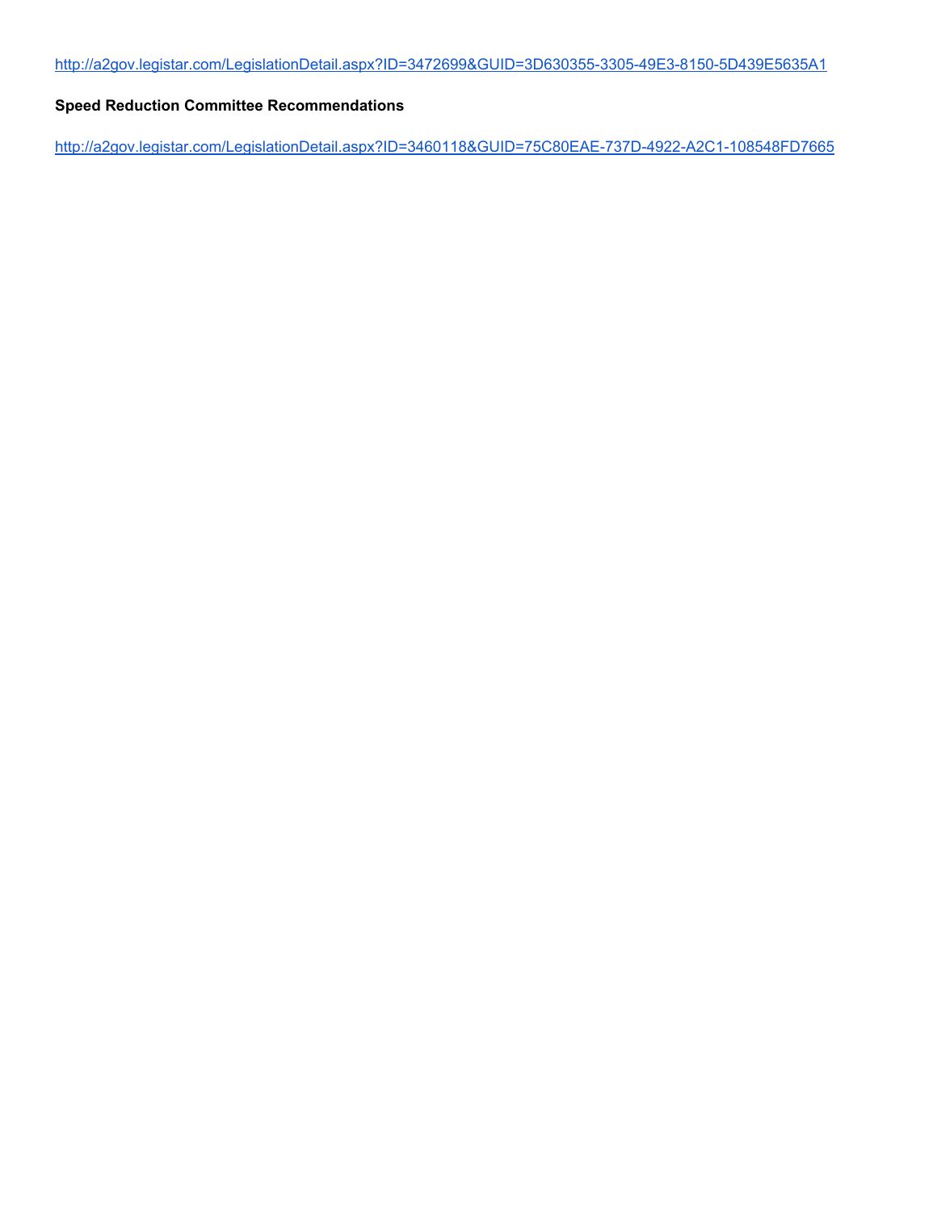http://a2gov.legistar.com/LegislationDetail.aspx?ID=3472699&GUID=3D630355-3305-49E3-8150-5D439E5635A1

**Speed Reduction Committee Recommendations**

http://a2gov.legistar.com/LegislationDetail.aspx?ID=3460118&GUID=75C80EAE-737D-4922-A2C1-108548FD7665